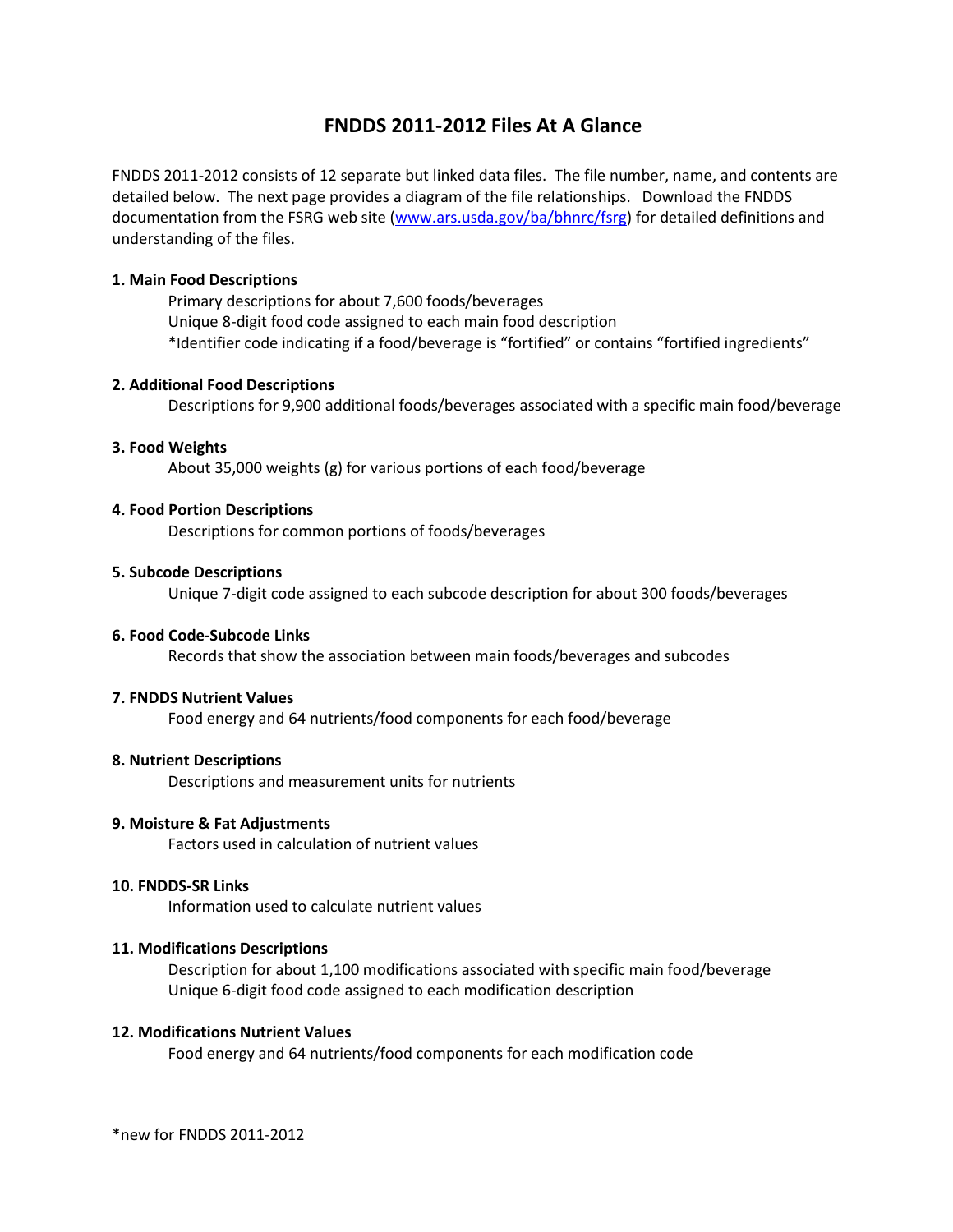# FNDDS 2011-2012 Files At A Glance

FNDDS 2011-2012 consists of 12 separate but linked data files. The file number, name, and contents are detailed below. The next page provides a diagram of the file relationships. Download the FNDDS documentation from the FSRG web site ([www.ars.usda.gov/ba/bhnrc/fsrg](www.ars.usda.gov/ba/bhnrc/fsrg)) for detailed definitions and understanding of the files.

**1. Main Food Descriptions**

Primary descriptions for about 7,600 foods/beverages
Unique 8-digit food code assigned to each main food description
*Identifier code indicating if a food/beverage is "fortified" or contains "fortified ingredients"

**2. Additional Food Descriptions**

Descriptions for 9,900 additional foods/beverages associated with a specific main food/beverage

**3. Food Weights**

About 35,000 weights (g) for various portions of each food/beverage

**4. Food Portion Descriptions**

Descriptions for common portions of foods/beverages

**5. Subcode Descriptions**

Unique 7-digit code assigned to each subcode description for about 300 foods/beverages

**6. Food Code-Subcode Links**

Records that show the association between main foods/beverages and subcodes

**7. FNDDS Nutrient Values**

Food energy and 64 nutrients/food components for each food/beverage

**8. Nutrient Descriptions**

Descriptions and measurement units for nutrients

**9. Moisture & Fat Adjustments**

Factors used in calculation of nutrient values

**10. FNDDS-SR Links**

Information used to calculate nutrient values

**11. Modifications Descriptions**

Description for about 1,100 modifications associated with specific main food/beverage
Unique 6-digit food code assigned to each modification description

**12. Modifications Nutrient Values**

Food energy and 64 nutrients/food components for each modification code

*new for FNDDS 2011-2012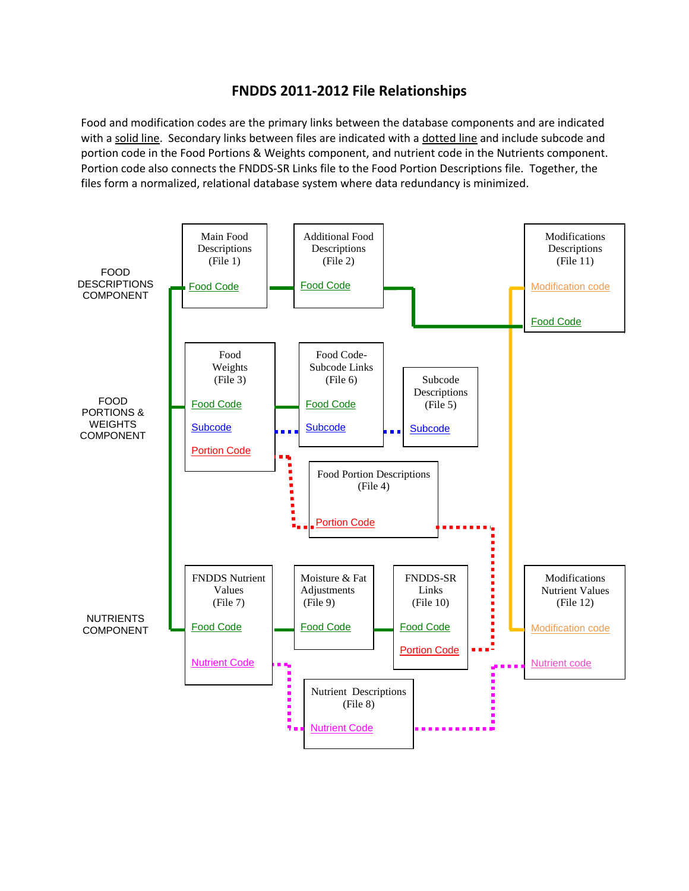# FNDDS 2011-2012 File Relationships

Food and modification codes are the primary links between the database components and are indicated with a solid line. Secondary links between files are indicated with a dotted line and include subcode and portion code in the Food Portions & Weights component, and nutrient code in the Nutrients component. Portion code also connects the FNDDS-SR Links file to the Food Portion Descriptions file. Together, the files form a normalized, relational database system where data redundancy is minimized.

FOOD DESCRIPTIONS COMPONENT

Main Food Descriptions (File 1)
Food Code

Additional Food Descriptions (File 2)
Food Code

Modifications Descriptions (File 11)
Modification code
Food Code

FOOD PORTIONS & WEIGHTS COMPONENT

Food Weights (File 3)
Food Code
Subcode
Portion Code

Food Code-Subcode Links (File 6)
Food Code
Subcode

Subcode Descriptions (File 5)
Subcode

Food Portion Descriptions (File 4)
Portion Code

NUTRIENTS COMPONENT

FNDDS Nutrient Values (File 7)
Food Code
Nutrient Code

Moisture & Fat Adjustments (File 9)
Food Code

FNDDS-SR Links (File 10)
Food Code
Portion Code

Modifications Nutrient Values (File 12)
Modification code
Nutrient code

Nutrient Descriptions (File 8)
Nutrient Code